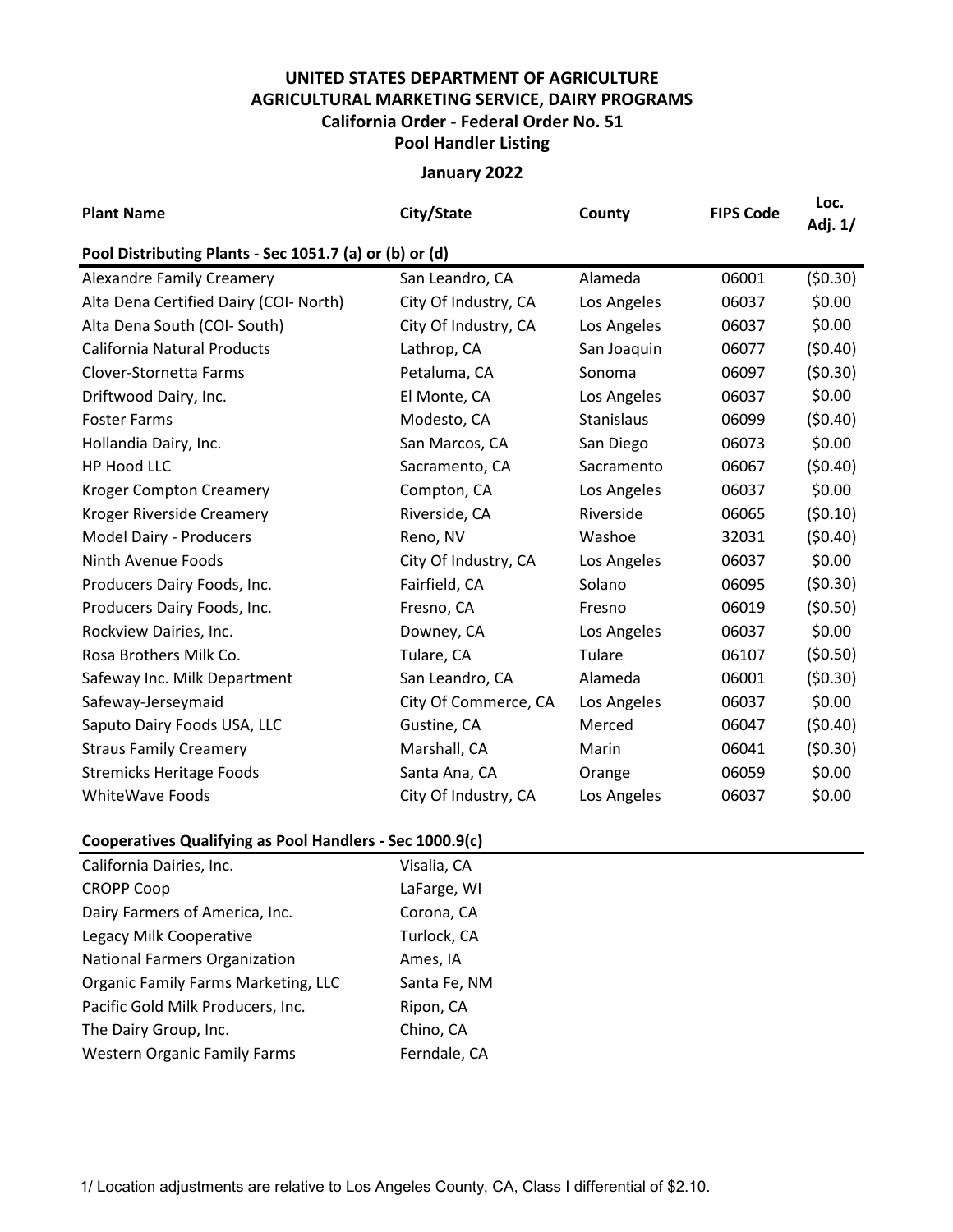**UNITED STATES DEPARTMENT OF AGRICULTURE**
**AGRICULTURAL MARKETING SERVICE, DAIRY PROGRAMS**
**California Order - Federal Order No. 51**
**Pool Handler Listing**

**January 2022**

| Plant Name | City/State | County | FIPS Code | Loc. Adj. 1/ |
|---|---|---|---|---|
| **Pool Distributing Plants - Sec 1051.7 (a) or (b) or (d)** | | | | |
| Alexandre Family Creamery | San Leandro, CA | Alameda | 06001 | ($0.30) |
| Alta Dena Certified Dairy (COI- North) | City Of Industry, CA | Los Angeles | 06037 | $0.00 |
| Alta Dena South (COI- South) | City Of Industry, CA | Los Angeles | 06037 | $0.00 |
| California Natural Products | Lathrop, CA | San Joaquin | 06077 | ($0.40) |
| Clover-Stornetta Farms | Petaluma, CA | Sonoma | 06097 | ($0.30) |
| Driftwood Dairy, Inc. | El Monte, CA | Los Angeles | 06037 | $0.00 |
| Foster Farms | Modesto, CA | Stanislaus | 06099 | ($0.40) |
| Hollandia Dairy, Inc. | San Marcos, CA | San Diego | 06073 | $0.00 |
| HP Hood LLC | Sacramento, CA | Sacramento | 06067 | ($0.40) |
| Kroger Compton Creamery | Compton, CA | Los Angeles | 06037 | $0.00 |
| Kroger Riverside Creamery | Riverside, CA | Riverside | 06065 | ($0.10) |
| Model Dairy - Producers | Reno, NV | Washoe | 32031 | ($0.40) |
| Ninth Avenue Foods | City Of Industry, CA | Los Angeles | 06037 | $0.00 |
| Producers Dairy Foods, Inc. | Fairfield, CA | Solano | 06095 | ($0.30) |
| Producers Dairy Foods, Inc. | Fresno, CA | Fresno | 06019 | ($0.50) |
| Rockview Dairies, Inc. | Downey, CA | Los Angeles | 06037 | $0.00 |
| Rosa Brothers Milk Co. | Tulare, CA | Tulare | 06107 | ($0.50) |
| Safeway Inc. Milk Department | San Leandro, CA | Alameda | 06001 | ($0.30) |
| Safeway-Jerseymaid | City Of Commerce, CA | Los Angeles | 06037 | $0.00 |
| Saputo Dairy Foods USA, LLC | Gustine, CA | Merced | 06047 | ($0.40) |
| Straus Family Creamery | Marshall, CA | Marin | 06041 | ($0.30) |
| Stremicks Heritage Foods | Santa Ana, CA | Orange | 06059 | $0.00 |
| WhiteWave Foods | City Of Industry, CA | Los Angeles | 06037 | $0.00 |

**Cooperatives Qualifying as Pool Handlers - Sec 1000.9(c)**

| Name | City/State |
|---|---|
| California Dairies, Inc. | Visalia, CA |
| CROPP Coop | LaFarge, WI |
| Dairy Farmers of America, Inc. | Corona, CA |
| Legacy Milk Cooperative | Turlock, CA |
| National Farmers Organization | Ames, IA |
| Organic Family Farms Marketing, LLC | Santa Fe, NM |
| Pacific Gold Milk Producers, Inc. | Ripon, CA |
| The Dairy Group, Inc. | Chino, CA |
| Western Organic Family Farms | Ferndale, CA |

1/ Location adjustments are relative to Los Angeles County, CA, Class I differential of $2.10.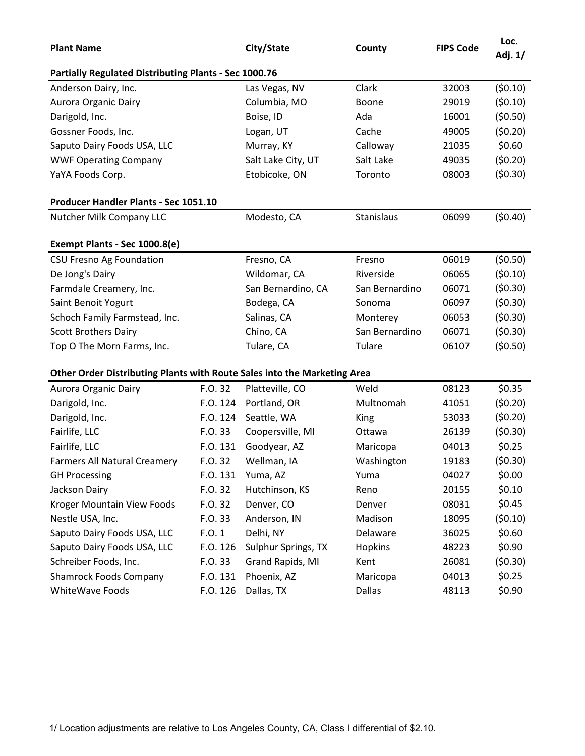| Plant Name | | City/State | County | FIPS Code | Loc. Adj. 1/ |
|---|---|---|---|---|---|
| **Partially Regulated Distributing Plants - Sec 1000.76** | | | | | |
| Anderson Dairy, Inc. | | Las Vegas, NV | Clark | 32003 | ($0.10) |
| Aurora Organic Dairy | | Columbia, MO | Boone | 29019 | ($0.10) |
| Darigold, Inc. | | Boise, ID | Ada | 16001 | ($0.50) |
| Gossner Foods, Inc. | | Logan, UT | Cache | 49005 | ($0.20) |
| Saputo Dairy Foods USA, LLC | | Murray, KY | Calloway | 21035 | $0.60 |
| WWF Operating Company | | Salt Lake City, UT | Salt Lake | 49035 | ($0.20) |
| YaYA Foods Corp. | | Etobicoke, ON | Toronto | 08003 | ($0.30) |
| **Producer Handler Plants - Sec 1051.10** | | | | | |
| Nutcher Milk Company LLC | | Modesto, CA | Stanislaus | 06099 | ($0.40) |
| **Exempt Plants - Sec 1000.8(e)** | | | | | |
| CSU Fresno Ag Foundation | | Fresno, CA | Fresno | 06019 | ($0.50) |
| De Jong's Dairy | | Wildomar, CA | Riverside | 06065 | ($0.10) |
| Farmdale Creamery, Inc. | | San Bernardino, CA | San Bernardino | 06071 | ($0.30) |
| Saint Benoit Yogurt | | Bodega, CA | Sonoma | 06097 | ($0.30) |
| Schoch Family Farmstead, Inc. | | Salinas, CA | Monterey | 06053 | ($0.30) |
| Scott Brothers Dairy | | Chino, CA | San Bernardino | 06071 | ($0.30) |
| Top O The Morn Farms, Inc. | | Tulare, CA | Tulare | 06107 | ($0.50) |
| **Other Order Distributing Plants with Route Sales into the Marketing Area** | | | | | |
| Aurora Organic Dairy | F.O. 32 | Platteville, CO | Weld | 08123 | $0.35 |
| Darigold, Inc. | F.O. 124 | Portland, OR | Multnomah | 41051 | ($0.20) |
| Darigold, Inc. | F.O. 124 | Seattle, WA | King | 53033 | ($0.20) |
| Fairlife, LLC | F.O. 33 | Coopersville, MI | Ottawa | 26139 | ($0.30) |
| Fairlife, LLC | F.O. 131 | Goodyear, AZ | Maricopa | 04013 | $0.25 |
| Farmers All Natural Creamery | F.O. 32 | Wellman, IA | Washington | 19183 | ($0.30) |
| GH Processing | F.O. 131 | Yuma, AZ | Yuma | 04027 | $0.00 |
| Jackson Dairy | F.O. 32 | Hutchinson, KS | Reno | 20155 | $0.10 |
| Kroger Mountain View Foods | F.O. 32 | Denver, CO | Denver | 08031 | $0.45 |
| Nestle USA, Inc. | F.O. 33 | Anderson, IN | Madison | 18095 | ($0.10) |
| Saputo Dairy Foods USA, LLC | F.O. 1 | Delhi, NY | Delaware | 36025 | $0.60 |
| Saputo Dairy Foods USA, LLC | F.O. 126 | Sulphur Springs, TX | Hopkins | 48223 | $0.90 |
| Schreiber Foods, Inc. | F.O. 33 | Grand Rapids, MI | Kent | 26081 | ($0.30) |
| Shamrock Foods Company | F.O. 131 | Phoenix, AZ | Maricopa | 04013 | $0.25 |
| WhiteWave Foods | F.O. 126 | Dallas, TX | Dallas | 48113 | $0.90 |

1/ Location adjustments are relative to Los Angeles County, CA, Class I differential of $2.10.